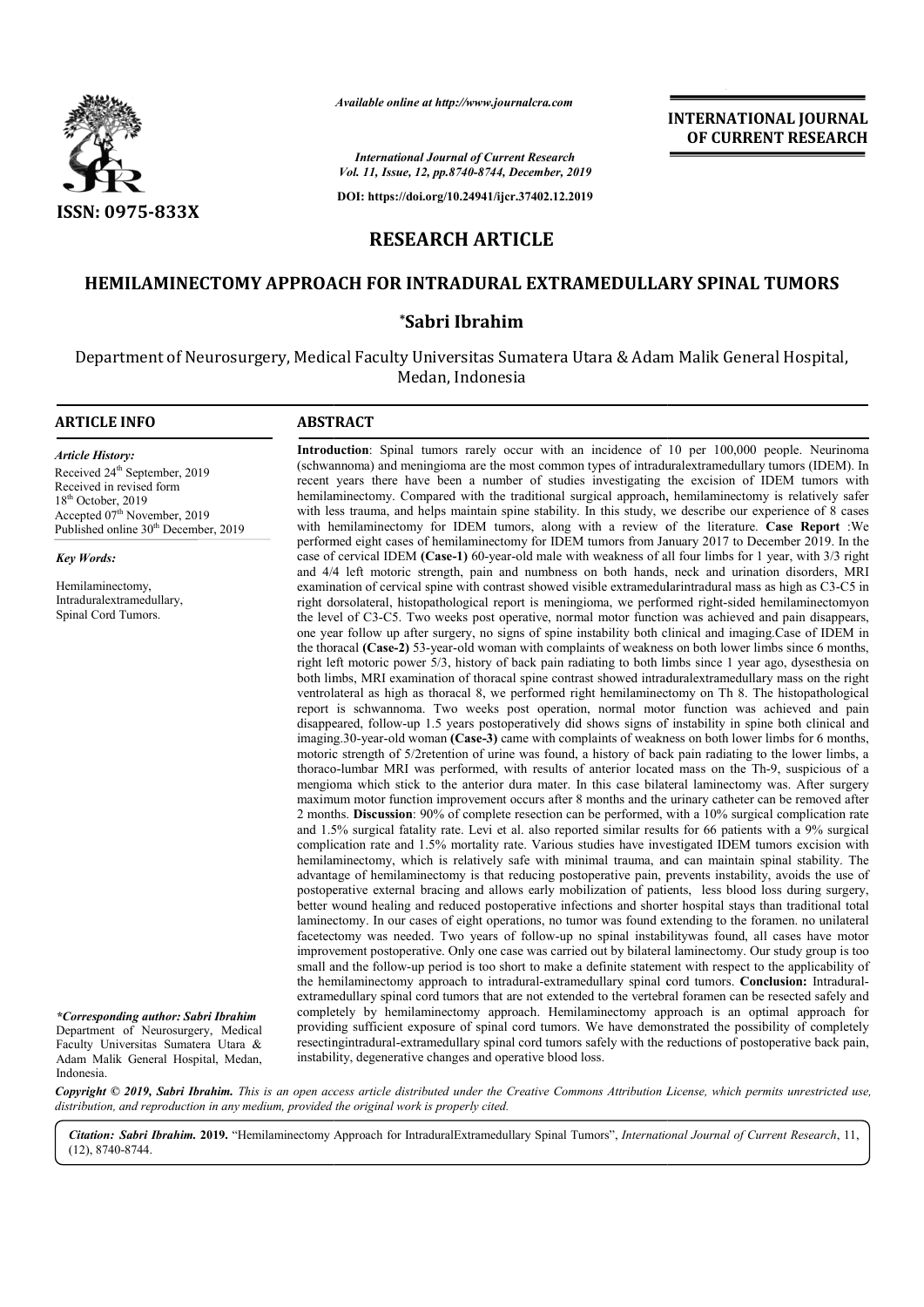ISSN: 0975-833X

*Available online at http://www.journalcra.com*

*International Journal of Current Research*
*Vol. 11, Issue, 12, pp.8740-8744, December, 2019*

**DOI: https://doi.org/10.24941/ijcr.37402.12.2019**

**INTERNATIONAL JOURNAL OF CURRENT RESEARCH**

## RESEARCH ARTICLE

# HEMILAMINECTOMY APPROACH FOR INTRADURAL EXTRAMEDULLARY SPINAL TUMORS

**\*Sabri Ibrahim**

Department of Neurosurgery, Medical Faculty Universitas Sumatera Utara & Adam Malik General Hospital, Medan, Indonesia

### ARTICLE INFO

*Article History:*

Received 24th September, 2019
Received in revised form
18th October, 2019
Accepted 07th November, 2019
Published online 30th December, 2019

*Key Words:*

Hemilaminectomy,
Intraduralextramedullary,
Spinal Cord Tumors.

*\*Corresponding author: Sabri Ibrahim*
Department of Neurosurgery, Medical Faculty Universitas Sumatera Utara & Adam Malik General Hospital, Medan, Indonesia.

### ABSTRACT

**Introduction**: Spinal tumors rarely occur with an incidence of 10 per 100,000 people. Neurinoma (schwannoma) and meningioma are the most common types of intraduralextramedullary tumors (IDEM). In recent years there have been a number of studies investigating the excision of IDEM tumors with hemilaminectomy. Compared with the traditional surgical approach, hemilaminectomy is relatively safer with less trauma, and helps maintain spine stability. In this study, we describe our experience of 8 cases with hemilaminectomy for IDEM tumors, along with a review of the literature. **Case Report** :We performed eight cases of hemilaminectomy for IDEM tumors from January 2017 to December 2019. In the case of cervical IDEM **(Case-1)** 60-year-old male with weakness of all four limbs for 1 year, with 3/3 right and 4/4 left motoric strength, pain and numbness on both hands, neck and urination disorders, MRI examination of cervical spine with contrast showed visible extramedularintradural mass as high as C3-C5 in right dorsolateral, histopathological report is meningioma, we performed right-sided hemilaminectomyon the level of C3-C5. Two weeks post operative, normal motor function was achieved and pain disappears, one year follow up after surgery, no signs of spine instability both clinical and imaging.Case of IDEM in the thoracal **(Case-2)** 53-year-old woman with complaints of weakness on both lower limbs since 6 months, right left motoric power 5/3, history of back pain radiating to both limbs since 1 year ago, dysesthesia on both limbs, MRI examination of thoracal spine contrast showed intraduralextramedullary mass on the right ventrolateral as high as thoracal 8, we performed right hemilaminectomy on Th 8. The histopathological report is schwannoma. Two weeks post operation, normal motor function was achieved and pain disappeared, follow-up 1.5 years postoperatively did shows signs of instability in spine both clinical and imaging.30-year-old woman **(Case-3)** came with complaints of weakness on both lower limbs for 6 months, motoric strength of 5/2retention of urine was found, a history of back pain radiating to the lower limbs, a thoraco-lumbar MRI was performed, with results of anterior located mass on the Th-9, suspicious of a mengioma which stick to the anterior dura mater. In this case bilateral laminectomy was. After surgery maximum motor function improvement occurs after 8 months and the urinary catheter can be removed after 2 months. **Discussion**: 90% of complete resection can be performed, with a 10% surgical complication rate and 1.5% surgical fatality rate. Levi et al. also reported similar results for 66 patients with a 9% surgical complication rate and 1.5% mortality rate. Various studies have investigated IDEM tumors excision with hemilaminectomy, which is relatively safe with minimal trauma, and can maintain spinal stability. The advantage of hemilaminectomy is that reducing postoperative pain, prevents instability, avoids the use of postoperative external bracing and allows early mobilization of patients, less blood loss during surgery, better wound healing and reduced postoperative infections and shorter hospital stays than traditional total laminectomy. In our cases of eight operations, no tumor was found extending to the foramen. no unilateral facetectomy was needed. Two years of follow-up no spinal instabilitywas found, all cases have motor improvement postoperative. Only one case was carried out by bilateral laminectomy. Our study group is too small and the follow-up period is too short to make a definite statement with respect to the applicability of the hemilaminectomy approach to intradural-extramedullary spinal cord tumors. **Conclusion:** Intradural-extramedullary spinal cord tumors that are not extended to the vertebral foramen can be resected safely and completely by hemilaminectomy approach. Hemilaminectomy approach is an optimal approach for providing sufficient exposure of spinal cord tumors. We have demonstrated the possibility of completely resectingintradural-extramedullary spinal cord tumors safely with the reductions of postoperative back pain, instability, degenerative changes and operative blood loss.

*Copyright © 2019, Sabri Ibrahim. This is an open access article distributed under the Creative Commons Attribution License, which permits unrestricted use, distribution, and reproduction in any medium, provided the original work is properly cited.*

**Citation:** *Sabri Ibrahim.* **2019.** "Hemilaminectomy Approach for IntraduralExtramedullary Spinal Tumors", *International Journal of Current Research*, 11, (12), 8740-8744.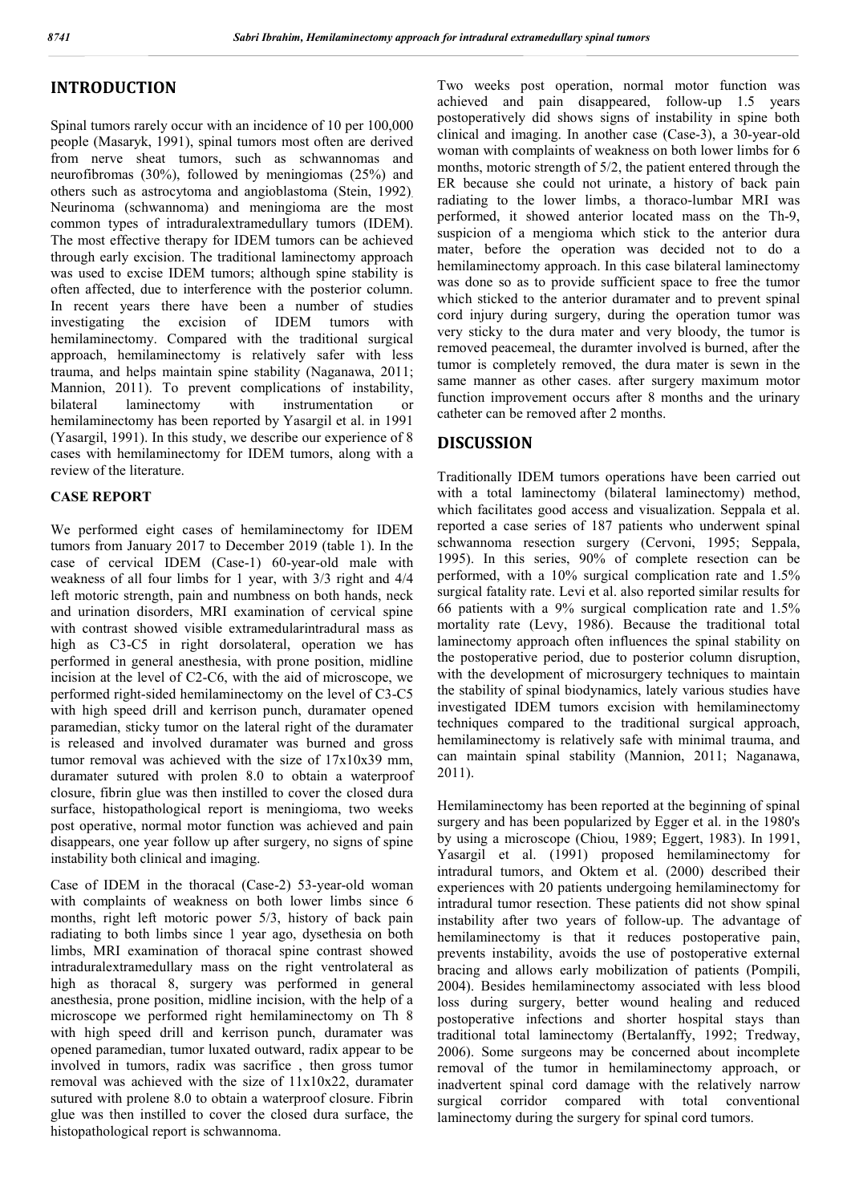## INTRODUCTION

Spinal tumors rarely occur with an incidence of 10 per 100,000 people (Masaryk, 1991), spinal tumors most often are derived from nerve sheat tumors, such as schwannomas and neurofibromas (30%), followed by meningiomas (25%) and others such as astrocytoma and angioblastoma (Stein, 1992). Neurinoma (schwannoma) and meningioma are the most common types of intraduralextramedullary tumors (IDEM). The most effective therapy for IDEM tumors can be achieved through early excision. The traditional laminectomy approach was used to excise IDEM tumors; although spine stability is often affected, due to interference with the posterior column. In recent years there have been a number of studies investigating the excision of IDEM tumors with hemilaminectomy. Compared with the traditional surgical approach, hemilaminectomy is relatively safer with less trauma, and helps maintain spine stability (Naganawa, 2011; Mannion, 2011). To prevent complications of instability, bilateral laminectomy with instrumentation or hemilaminectomy has been reported by Yasargil et al. in 1991 (Yasargil, 1991). In this study, we describe our experience of 8 cases with hemilaminectomy for IDEM tumors, along with a review of the literature.

### CASE REPORT

We performed eight cases of hemilaminectomy for IDEM tumors from January 2017 to December 2019 (table 1). In the case of cervical IDEM (Case-1) 60-year-old male with weakness of all four limbs for 1 year, with 3/3 right and 4/4 left motoric strength, pain and numbness on both hands, neck and urination disorders, MRI examination of cervical spine with contrast showed visible extramedularintradural mass as high as C3-C5 in right dorsolateral, operation we has performed in general anesthesia, with prone position, midline incision at the level of C2-C6, with the aid of microscope, we performed right-sided hemilaminectomy on the level of C3-C5 with high speed drill and kerrison punch, duramater opened paramedian, sticky tumor on the lateral right of the duramater is released and involved duramater was burned and gross tumor removal was achieved with the size of 17x10x39 mm, duramater sutured with prolen 8.0 to obtain a waterproof closure, fibrin glue was then instilled to cover the closed dura surface, histopathological report is meningioma, two weeks post operative, normal motor function was achieved and pain disappears, one year follow up after surgery, no signs of spine instability both clinical and imaging.

Case of IDEM in the thoracal (Case-2) 53-year-old woman with complaints of weakness on both lower limbs since 6 months, right left motoric power 5/3, history of back pain radiating to both limbs since 1 year ago, dysethesia on both limbs, MRI examination of thoracal spine contrast showed intraduralextramedullary mass on the right ventrolateral as high as thoracal 8, surgery was performed in general anesthesia, prone position, midline incision, with the help of a microscope we performed right hemilaminectomy on Th 8 with high speed drill and kerrison punch, duramater was opened paramedian, tumor luxated outward, radix appear to be involved in tumors, radix was sacrifice , then gross tumor removal was achieved with the size of 11x10x22, duramater sutured with prolene 8.0 to obtain a waterproof closure. Fibrin glue was then instilled to cover the closed dura surface, the histopathological report is schwannoma.

Two weeks post operation, normal motor function was achieved and pain disappeared, follow-up 1.5 years postoperatively did shows signs of instability in spine both clinical and imaging. In another case (Case-3), a 30-year-old woman with complaints of weakness on both lower limbs for 6 months, motoric strength of 5/2, the patient entered through the ER because she could not urinate, a history of back pain radiating to the lower limbs, a thoraco-lumbar MRI was performed, it showed anterior located mass on the Th-9, suspicion of a mengioma which stick to the anterior dura mater, before the operation was decided not to do a hemilaminectomy approach. In this case bilateral laminectomy was done so as to provide sufficient space to free the tumor which sticked to the anterior duramater and to prevent spinal cord injury during surgery, during the operation tumor was very sticky to the dura mater and very bloody, the tumor is removed peacemeal, the duramter involved is burned, after the tumor is completely removed, the dura mater is sewn in the same manner as other cases. after surgery maximum motor function improvement occurs after 8 months and the urinary catheter can be removed after 2 months.

## DISCUSSION

Traditionally IDEM tumors operations have been carried out with a total laminectomy (bilateral laminectomy) method, which facilitates good access and visualization. Seppala et al. reported a case series of 187 patients who underwent spinal schwannoma resection surgery (Cervoni, 1995; Seppala, 1995). In this series, 90% of complete resection can be performed, with a 10% surgical complication rate and 1.5% surgical fatality rate. Levi et al. also reported similar results for 66 patients with a 9% surgical complication rate and 1.5% mortality rate (Levy, 1986). Because the traditional total laminectomy approach often influences the spinal stability on the postoperative period, due to posterior column disruption, with the development of microsurgery techniques to maintain the stability of spinal biodynamics, lately various studies have investigated IDEM tumors excision with hemilaminectomy techniques compared to the traditional surgical approach, hemilaminectomy is relatively safe with minimal trauma, and can maintain spinal stability (Mannion, 2011; Naganawa, 2011).

Hemilaminectomy has been reported at the beginning of spinal surgery and has been popularized by Egger et al. in the 1980's by using a microscope (Chiou, 1989; Eggert, 1983). In 1991, Yasargil et al. (1991) proposed hemilaminectomy for intradural tumors, and Oktem et al. (2000) described their experiences with 20 patients undergoing hemilaminectomy for intradural tumor resection. These patients did not show spinal instability after two years of follow-up. The advantage of hemilaminectomy is that it reduces postoperative pain, prevents instability, avoids the use of postoperative external bracing and allows early mobilization of patients (Pompili, 2004). Besides hemilaminectomy associated with less blood loss during surgery, better wound healing and reduced postoperative infections and shorter hospital stays than traditional total laminectomy (Bertalanffy, 1992; Tredway, 2006). Some surgeons may be concerned about incomplete removal of the tumor in hemilaminectomy approach, or inadvertent spinal cord damage with the relatively narrow surgical corridor compared with total conventional laminectomy during the surgery for spinal cord tumors.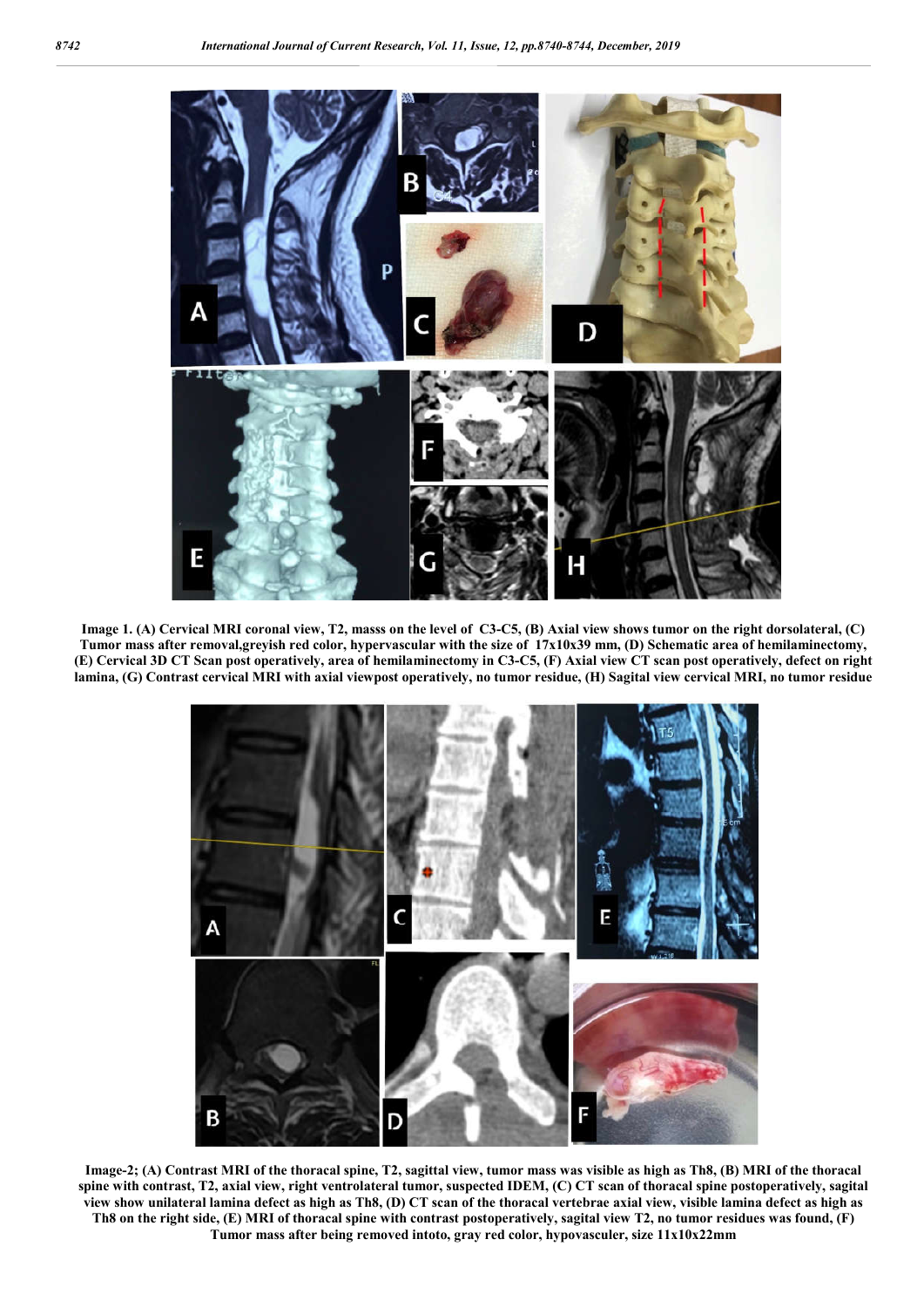Image 1. (A) Cervical MRI coronal view, T2, masss on the level of C3-C5, (B) Axial view shows tumor on the right dorsolateral, (C) Tumor mass after removal,greyish red color, hypervascular with the size of 17x10x39 mm, (D) Schematic area of hemilaminectomy, (E) Cervical 3D CT Scan post operatively, area of hemilaminectomy in C3-C5, (F) Axial view CT scan post operatively, defect on right lamina, (G) Contrast cervical MRI with axial viewpost operatively, no tumor residue, (H) Sagital view cervical MRI, no tumor residue

Image-2; (A) Contrast MRI of the thoracal spine, T2, sagittal view, tumor mass was visible as high as Th8, (B) MRI of the thoracal spine with contrast, T2, axial view, right ventrolateral tumor, suspected IDEM, (C) CT scan of thoracal spine postoperatively, sagital view show unilateral lamina defect as high as Th8, (D) CT scan of the thoracal vertebrae axial view, visible lamina defect as high as Th8 on the right side, (E) MRI of thoracal spine with contrast postoperatively, sagital view T2, no tumor residues was found, (F) Tumor mass after being removed intoto, gray red color, hypovasculer, size 11x10x22mm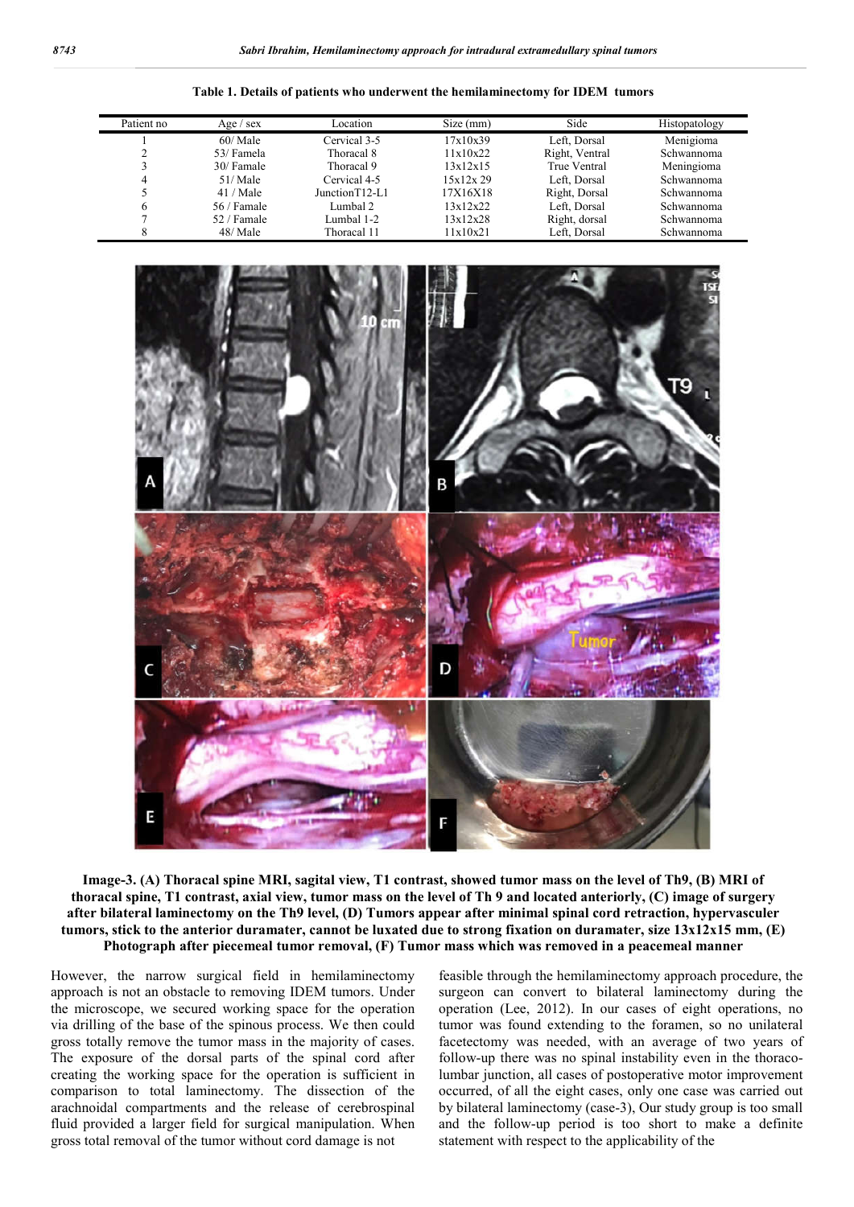**Table 1. Details of patients who underwent the hemilaminectomy for IDEM tumors**

| Patient no | Age / sex | Location | Size (mm) | Side | Histopatology |
|---|---|---|---|---|---|
| 1 | 60/ Male | Cervical 3-5 | 17x10x39 | Left, Dorsal | Menigioma |
| 2 | 53/ Famela | Thoracal 8 | 11x10x22 | Right, Ventral | Schwannoma |
| 3 | 30/ Famale | Thoracal 9 | 13x12x15 | True Ventral | Meningioma |
| 4 | 51/ Male | Cervical 4-5 | 15x12x 29 | Left, Dorsal | Schwannoma |
| 5 | 41 / Male | JunctionT12-L1 | 17X16X18 | Right, Dorsal | Schwannoma |
| 6 | 56 / Famale | Lumbal 2 | 13x12x22 | Left, Dorsal | Schwannoma |
| 7 | 52 / Famale | Lumbal 1-2 | 13x12x28 | Right, dorsal | Schwannoma |
| 8 | 48/ Male | Thoracal 11 | 11x10x21 | Left, Dorsal | Schwannoma |

**Image-3. (A) Thoracal spine MRI, sagital view, T1 contrast, showed tumor mass on the level of Th9, (B) MRI of thoracal spine, T1 contrast, axial view, tumor mass on the level of Th 9 and located anteriorly, (C) image of surgery after bilateral laminectomy on the Th9 level, (D) Tumors appear after minimal spinal cord retraction, hypervasculer tumors, stick to the anterior duramater, cannot be luxated due to strong fixation on duramater, size 13x12x15 mm, (E) Photograph after piecemeal tumor removal, (F) Tumor mass which was removed in a peacemeal manner**

However, the narrow surgical field in hemilaminectomy approach is not an obstacle to removing IDEM tumors. Under the microscope, we secured working space for the operation via drilling of the base of the spinous process. We then could gross totally remove the tumor mass in the majority of cases. The exposure of the dorsal parts of the spinal cord after creating the working space for the operation is sufficient in comparison to total laminectomy. The dissection of the arachnoidal compartments and the release of cerebrospinal fluid provided a larger field for surgical manipulation. When gross total removal of the tumor without cord damage is not feasible through the hemilaminectomy approach procedure, the surgeon can convert to bilateral laminectomy during the operation (Lee, 2012). In our cases of eight operations, no tumor was found extending to the foramen, so no unilateral facetectomy was needed, with an average of two years of follow-up there was no spinal instability even in the thoraco-lumbar junction, all cases of postoperative motor improvement occurred, of all the eight cases, only one case was carried out by bilateral laminectomy (case-3), Our study group is too small and the follow-up period is too short to make a definite statement with respect to the applicability of the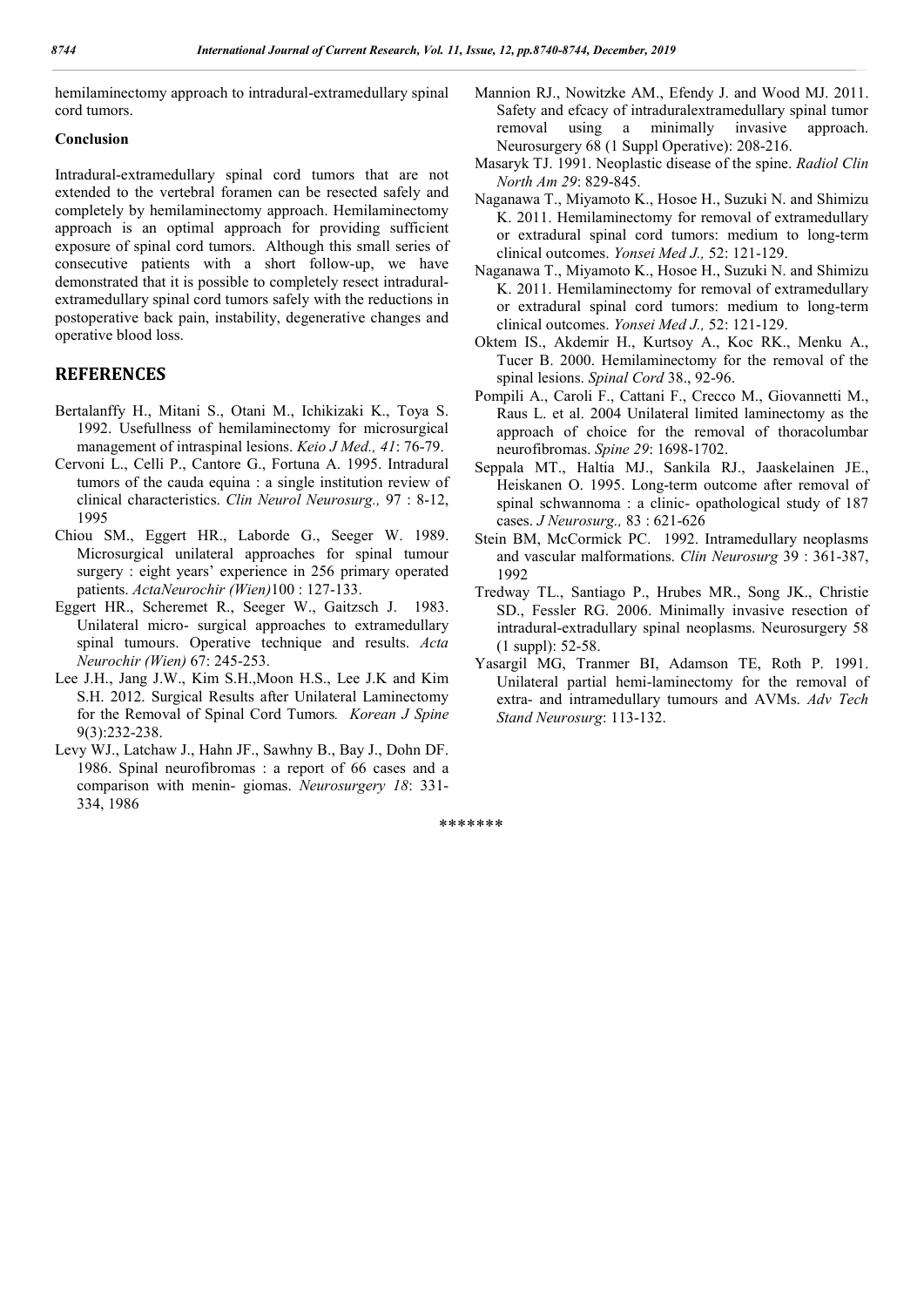hemilaminectomy approach to intradural-extramedullary spinal cord tumors.

### Conclusion

Intradural-extramedullary spinal cord tumors that are not extended to the vertebral foramen can be resected safely and completely by hemilaminectomy approach. Hemilaminectomy approach is an optimal approach for providing sufficient exposure of spinal cord tumors. Although this small series of consecutive patients with a short follow-up, we have demonstrated that it is possible to completely resect intradural-extramedullary spinal cord tumors safely with the reductions in postoperative back pain, instability, degenerative changes and operative blood loss.

## REFERENCES

Bertalanffy H., Mitani S., Otani M., Ichikizaki K., Toya S. 1992. Usefullness of hemilaminectomy for microsurgical management of intraspinal lesions. *Keio J Med., 41*: 76-79.

Cervoni L., Celli P., Cantore G., Fortuna A. 1995. Intradural tumors of the cauda equina : a single institution review of clinical characteristics. *Clin Neurol Neurosurg.,* 97 : 8-12, 1995

Chiou SM., Eggert HR., Laborde G., Seeger W. 1989. Microsurgical unilateral approaches for spinal tumour surgery : eight years' experience in 256 primary operated patients. *ActaNeurochir (Wien)*100 : 127-133.

Eggert HR., Scheremet R., Seeger W., Gaitzsch J. 1983. Unilateral micro- surgical approaches to extramedullary spinal tumours. Operative technique and results. *Acta Neurochir (Wien)* 67: 245-253.

Lee J.H., Jang J.W., Kim S.H.,Moon H.S., Lee J.K and Kim S.H. 2012. Surgical Results after Unilateral Laminectomy for the Removal of Spinal Cord Tumors*. Korean J Spine* 9(3):232-238.

Levy WJ., Latchaw J., Hahn JF., Sawhny B., Bay J., Dohn DF. 1986. Spinal neurofibromas : a report of 66 cases and a comparison with menin- giomas. *Neurosurgery 18*: 331-334, 1986

Mannion RJ., Nowitzke AM., Efendy J. and Wood MJ. 2011. Safety and efcacy of intraduralextramedullary spinal tumor removal using a minimally invasive approach. Neurosurgery 68 (1 Suppl Operative): 208-216.

Masaryk TJ. 1991. Neoplastic disease of the spine. *Radiol Clin North Am 29*: 829-845.

Naganawa T., Miyamoto K., Hosoe H., Suzuki N. and Shimizu K. 2011. Hemilaminectomy for removal of extramedullary or extradural spinal cord tumors: medium to long-term clinical outcomes. *Yonsei Med J.,* 52: 121-129.

Naganawa T., Miyamoto K., Hosoe H., Suzuki N. and Shimizu K. 2011. Hemilaminectomy for removal of extramedullary or extradural spinal cord tumors: medium to long-term clinical outcomes. *Yonsei Med J.,* 52: 121-129.

Oktem IS., Akdemir H., Kurtsoy A., Koc RK., Menku A., Tucer B. 2000. Hemilaminectomy for the removal of the spinal lesions. *Spinal Cord* 38., 92-96.

Pompili A., Caroli F., Cattani F., Crecco M., Giovannetti M., Raus L. et al. 2004 Unilateral limited laminectomy as the approach of choice for the removal of thoracolumbar neurofibromas. *Spine 29*: 1698-1702.

Seppala MT., Haltia MJ., Sankila RJ., Jaaskelainen JE., Heiskanen O. 1995. Long-term outcome after removal of spinal schwannoma : a clinic- opathological study of 187 cases. *J Neurosurg.,* 83 : 621-626

Stein BM, McCormick PC. 1992. Intramedullary neoplasms and vascular malformations. *Clin Neurosurg* 39 : 361-387, 1992

Tredway TL., Santiago P., Hrubes MR., Song JK., Christie SD., Fessler RG. 2006. Minimally invasive resection of intradural-extradullary spinal neoplasms. Neurosurgery 58 (1 suppl): 52-58.

Yasargil MG, Tranmer BI, Adamson TE, Roth P. 1991. Unilateral partial hemi-laminectomy for the removal of extra- and intramedullary tumours and AVMs. *Adv Tech Stand Neurosurg*: 113-132.

\*\*\*\*\*\*\*